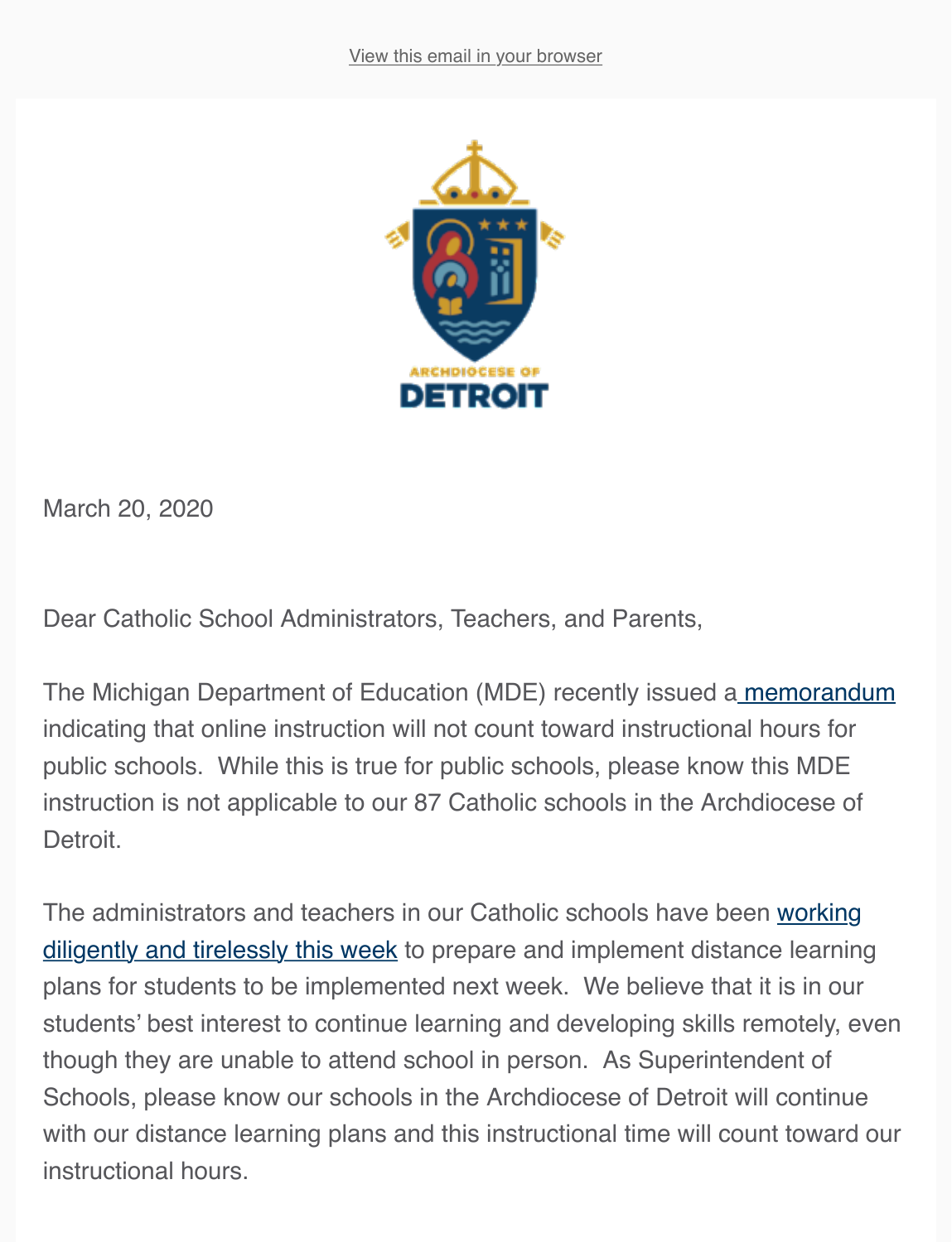View this email in your browser

ARCHDIOCESE OF
DETROIT

March 20, 2020

Dear Catholic School Administrators, Teachers, and Parents,

The Michigan Department of Education (MDE) recently issued a memorandum indicating that online instruction will not count toward instructional hours for public schools. While this is true for public schools, please know this MDE instruction is not applicable to our 87 Catholic schools in the Archdiocese of Detroit.

The administrators and teachers in our Catholic schools have been working diligently and tirelessly this week to prepare and implement distance learning plans for students to be implemented next week. We believe that it is in our students' best interest to continue learning and developing skills remotely, even though they are unable to attend school in person. As Superintendent of Schools, please know our schools in the Archdiocese of Detroit will continue with our distance learning plans and this instructional time will count toward our instructional hours.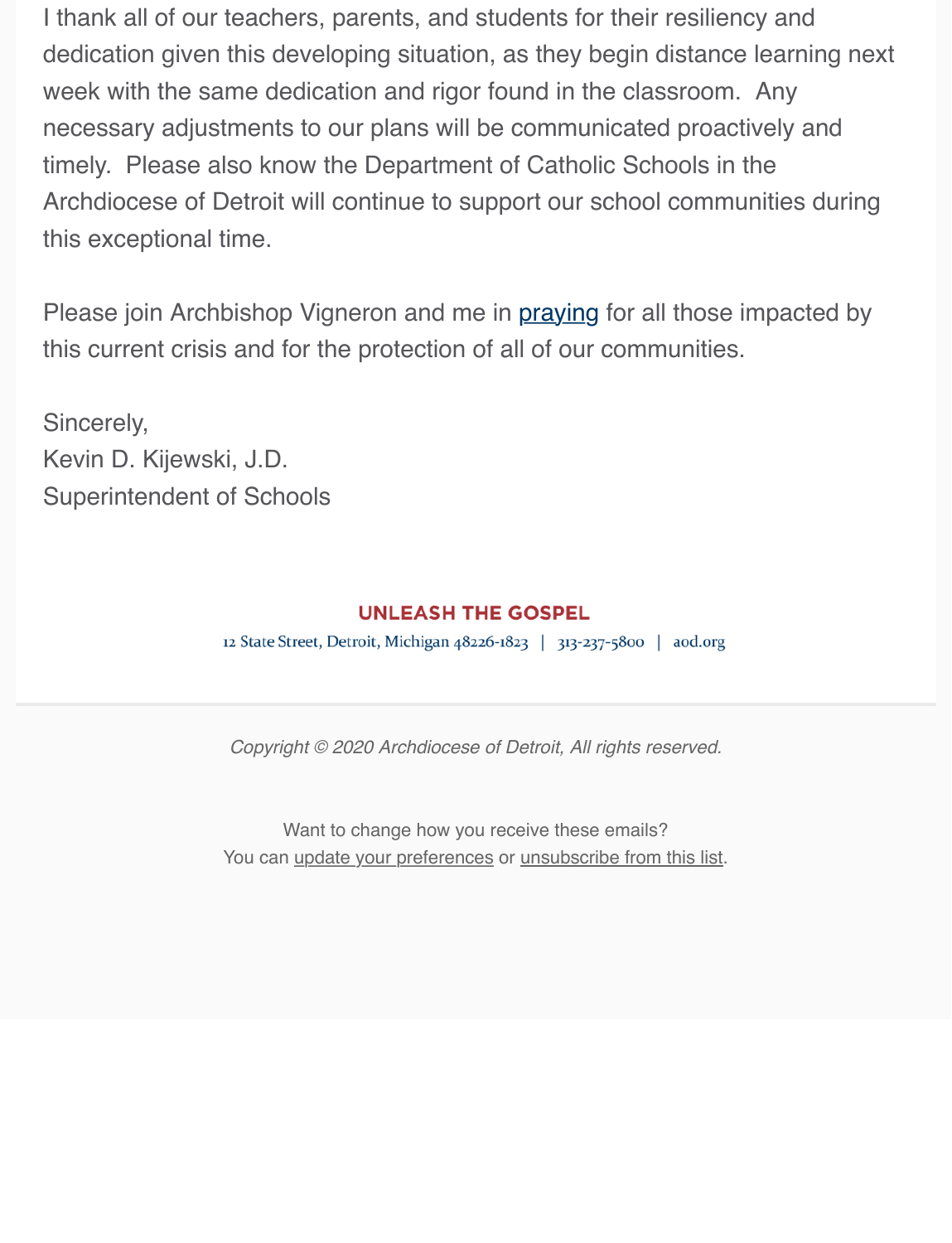I thank all of our teachers, parents, and students for their resiliency and dedication given this developing situation, as they begin distance learning next week with the same dedication and rigor found in the classroom.  Any necessary adjustments to our plans will be communicated proactively and timely.  Please also know the Department of Catholic Schools in the Archdiocese of Detroit will continue to support our school communities during this exceptional time.

Please join Archbishop Vigneron and me in praying for all those impacted by this current crisis and for the protection of all of our communities.

Sincerely,
Kevin D. Kijewski, J.D.
Superintendent of Schools

**UNLEASH THE GOSPEL**

12 State Street, Detroit, Michigan 48226-1823 | 313-237-5800 | aod.org

*Copyright © 2020 Archdiocese of Detroit, All rights reserved.*

Want to change how you receive these emails?
You can update your preferences or unsubscribe from this list.